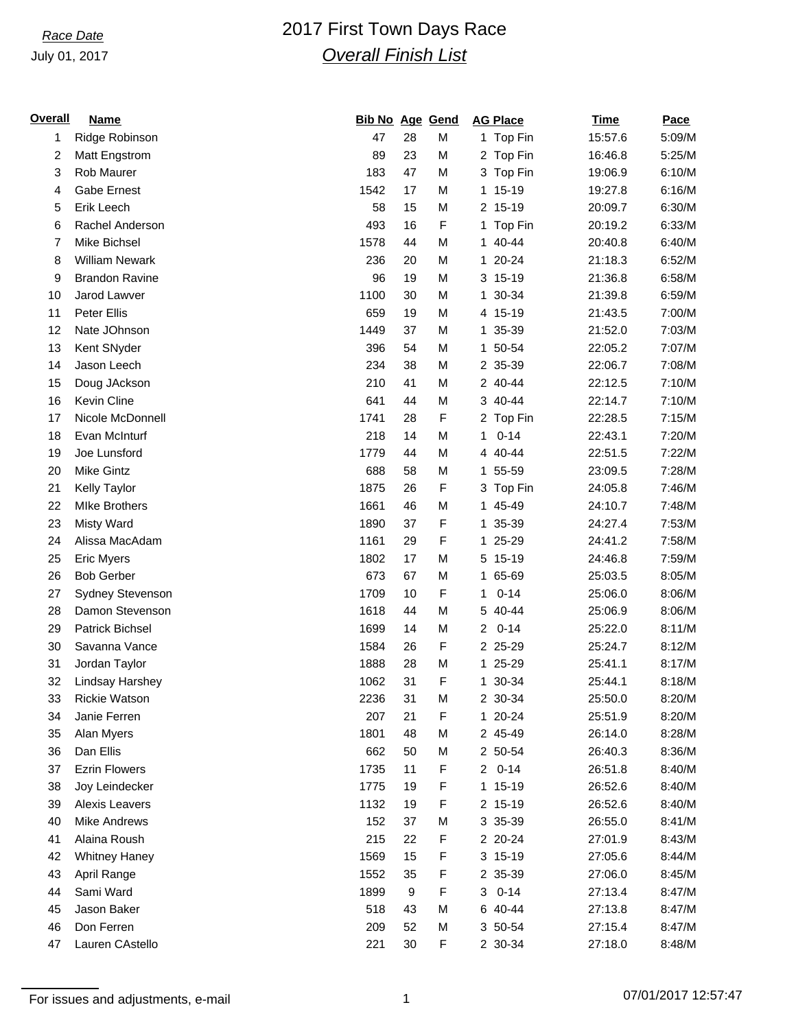*Race Date*

July 01, 2017

# 2017 First Town Days Race

## *Overall Finish List*

| Overall | Name | Bib No | Age | Gend | AG Place | Time | Pace |
|---|---|---|---|---|---|---|---|
| 1 | Ridge Robinson | 47 | 28 | M | 1 Top Fin | 15:57.6 | 5:09/M |
| 2 | Matt Engstrom | 89 | 23 | M | 2 Top Fin | 16:46.8 | 5:25/M |
| 3 | Rob Maurer | 183 | 47 | M | 3 Top Fin | 19:06.9 | 6:10/M |
| 4 | Gabe Ernest | 1542 | 17 | M | 1 15-19 | 19:27.8 | 6:16/M |
| 5 | Erik Leech | 58 | 15 | M | 2 15-19 | 20:09.7 | 6:30/M |
| 6 | Rachel Anderson | 493 | 16 | F | 1 Top Fin | 20:19.2 | 6:33/M |
| 7 | Mike Bichsel | 1578 | 44 | M | 1 40-44 | 20:40.8 | 6:40/M |
| 8 | William Newark | 236 | 20 | M | 1 20-24 | 21:18.3 | 6:52/M |
| 9 | Brandon Ravine | 96 | 19 | M | 3 15-19 | 21:36.8 | 6:58/M |
| 10 | Jarod Lawver | 1100 | 30 | M | 1 30-34 | 21:39.8 | 6:59/M |
| 11 | Peter Ellis | 659 | 19 | M | 4 15-19 | 21:43.5 | 7:00/M |
| 12 | Nate JOhnson | 1449 | 37 | M | 1 35-39 | 21:52.0 | 7:03/M |
| 13 | Kent SNyder | 396 | 54 | M | 1 50-54 | 22:05.2 | 7:07/M |
| 14 | Jason Leech | 234 | 38 | M | 2 35-39 | 22:06.7 | 7:08/M |
| 15 | Doug JAckson | 210 | 41 | M | 2 40-44 | 22:12.5 | 7:10/M |
| 16 | Kevin Cline | 641 | 44 | M | 3 40-44 | 22:14.7 | 7:10/M |
| 17 | Nicole McDonnell | 1741 | 28 | F | 2 Top Fin | 22:28.5 | 7:15/M |
| 18 | Evan McInturf | 218 | 14 | M | 1 0-14 | 22:43.1 | 7:20/M |
| 19 | Joe Lunsford | 1779 | 44 | M | 4 40-44 | 22:51.5 | 7:22/M |
| 20 | Mike Gintz | 688 | 58 | M | 1 55-59 | 23:09.5 | 7:28/M |
| 21 | Kelly Taylor | 1875 | 26 | F | 3 Top Fin | 24:05.8 | 7:46/M |
| 22 | MIke Brothers | 1661 | 46 | M | 1 45-49 | 24:10.7 | 7:48/M |
| 23 | Misty Ward | 1890 | 37 | F | 1 35-39 | 24:27.4 | 7:53/M |
| 24 | Alissa MacAdam | 1161 | 29 | F | 1 25-29 | 24:41.2 | 7:58/M |
| 25 | Eric Myers | 1802 | 17 | M | 5 15-19 | 24:46.8 | 7:59/M |
| 26 | Bob Gerber | 673 | 67 | M | 1 65-69 | 25:03.5 | 8:05/M |
| 27 | Sydney Stevenson | 1709 | 10 | F | 1 0-14 | 25:06.0 | 8:06/M |
| 28 | Damon Stevenson | 1618 | 44 | M | 5 40-44 | 25:06.9 | 8:06/M |
| 29 | Patrick Bichsel | 1699 | 14 | M | 2 0-14 | 25:22.0 | 8:11/M |
| 30 | Savanna Vance | 1584 | 26 | F | 2 25-29 | 25:24.7 | 8:12/M |
| 31 | Jordan Taylor | 1888 | 28 | M | 1 25-29 | 25:41.1 | 8:17/M |
| 32 | Lindsay Harshey | 1062 | 31 | F | 1 30-34 | 25:44.1 | 8:18/M |
| 33 | Rickie Watson | 2236 | 31 | M | 2 30-34 | 25:50.0 | 8:20/M |
| 34 | Janie Ferren | 207 | 21 | F | 1 20-24 | 25:51.9 | 8:20/M |
| 35 | Alan Myers | 1801 | 48 | M | 2 45-49 | 26:14.0 | 8:28/M |
| 36 | Dan Ellis | 662 | 50 | M | 2 50-54 | 26:40.3 | 8:36/M |
| 37 | Ezrin Flowers | 1735 | 11 | F | 2 0-14 | 26:51.8 | 8:40/M |
| 38 | Joy Leindecker | 1775 | 19 | F | 1 15-19 | 26:52.6 | 8:40/M |
| 39 | Alexis Leavers | 1132 | 19 | F | 2 15-19 | 26:52.6 | 8:40/M |
| 40 | Mike Andrews | 152 | 37 | M | 3 35-39 | 26:55.0 | 8:41/M |
| 41 | Alaina Roush | 215 | 22 | F | 2 20-24 | 27:01.9 | 8:43/M |
| 42 | Whitney Haney | 1569 | 15 | F | 3 15-19 | 27:05.6 | 8:44/M |
| 43 | April Range | 1552 | 35 | F | 2 35-39 | 27:06.0 | 8:45/M |
| 44 | Sami Ward | 1899 | 9 | F | 3 0-14 | 27:13.4 | 8:47/M |
| 45 | Jason Baker | 518 | 43 | M | 6 40-44 | 27:13.8 | 8:47/M |
| 46 | Don Ferren | 209 | 52 | M | 3 50-54 | 27:15.4 | 8:47/M |
| 47 | Lauren CAstello | 221 | 30 | F | 2 30-34 | 27:18.0 | 8:48/M |

For issues and adjustments, e-mail

07/01/2017 12:57:47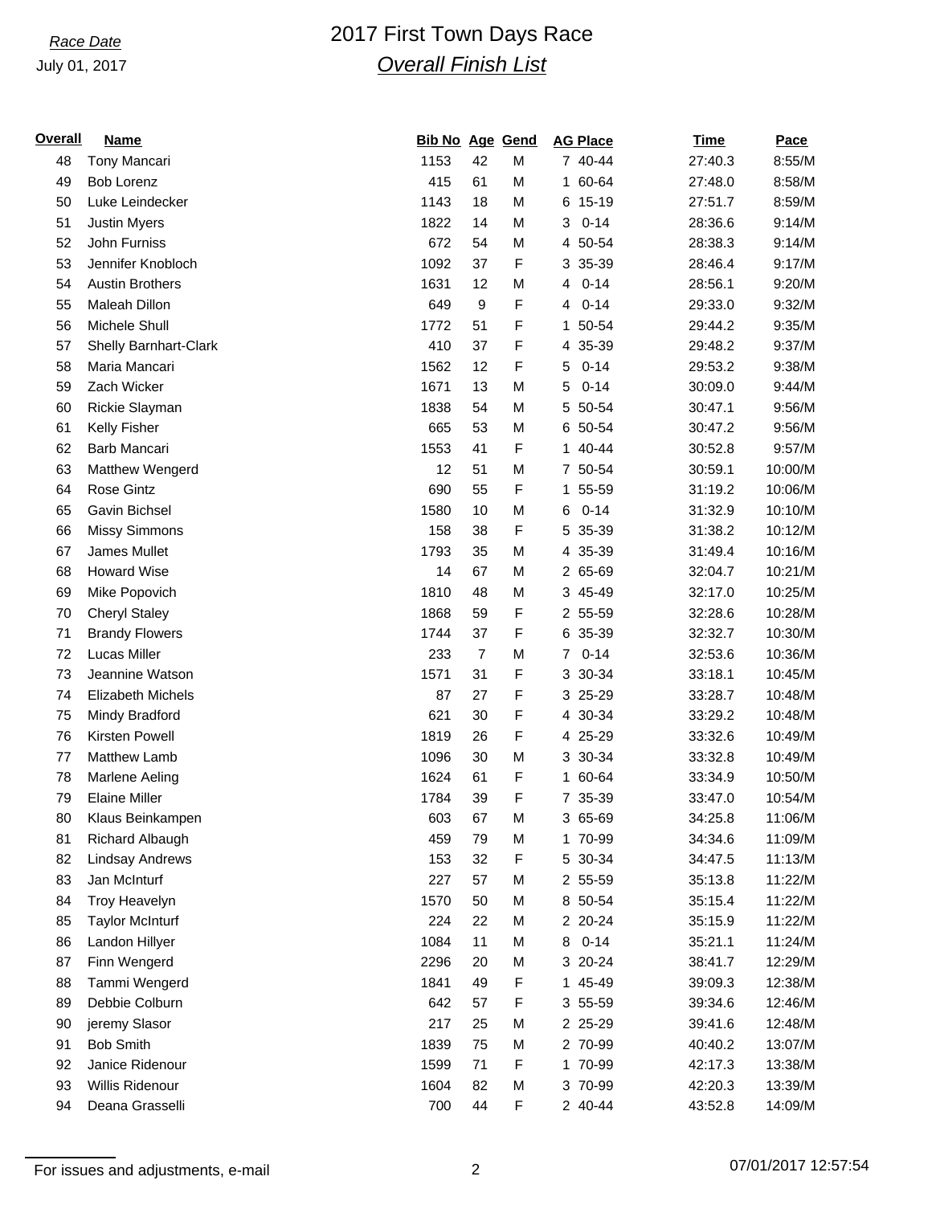*Race Date*
July 01, 2017

# 2017 First Town Days Race
## *Overall Finish List*

| Overall | Name | Bib No | Age | Gend | AG Place | Time | Pace |
|---|---|---|---|---|---|---|---|
| 48 | Tony Mancari | 1153 | 42 | M | 7 40-44 | 27:40.3 | 8:55/M |
| 49 | Bob Lorenz | 415 | 61 | M | 1 60-64 | 27:48.0 | 8:58/M |
| 50 | Luke Leindecker | 1143 | 18 | M | 6 15-19 | 27:51.7 | 8:59/M |
| 51 | Justin Myers | 1822 | 14 | M | 3 0-14 | 28:36.6 | 9:14/M |
| 52 | John Furniss | 672 | 54 | M | 4 50-54 | 28:38.3 | 9:14/M |
| 53 | Jennifer Knobloch | 1092 | 37 | F | 3 35-39 | 28:46.4 | 9:17/M |
| 54 | Austin Brothers | 1631 | 12 | M | 4 0-14 | 28:56.1 | 9:20/M |
| 55 | Maleah Dillon | 649 | 9 | F | 4 0-14 | 29:33.0 | 9:32/M |
| 56 | Michele Shull | 1772 | 51 | F | 1 50-54 | 29:44.2 | 9:35/M |
| 57 | Shelly Barnhart-Clark | 410 | 37 | F | 4 35-39 | 29:48.2 | 9:37/M |
| 58 | Maria Mancari | 1562 | 12 | F | 5 0-14 | 29:53.2 | 9:38/M |
| 59 | Zach Wicker | 1671 | 13 | M | 5 0-14 | 30:09.0 | 9:44/M |
| 60 | Rickie Slayman | 1838 | 54 | M | 5 50-54 | 30:47.1 | 9:56/M |
| 61 | Kelly Fisher | 665 | 53 | M | 6 50-54 | 30:47.2 | 9:56/M |
| 62 | Barb Mancari | 1553 | 41 | F | 1 40-44 | 30:52.8 | 9:57/M |
| 63 | Matthew Wengerd | 12 | 51 | M | 7 50-54 | 30:59.1 | 10:00/M |
| 64 | Rose Gintz | 690 | 55 | F | 1 55-59 | 31:19.2 | 10:06/M |
| 65 | Gavin Bichsel | 1580 | 10 | M | 6 0-14 | 31:32.9 | 10:10/M |
| 66 | Missy Simmons | 158 | 38 | F | 5 35-39 | 31:38.2 | 10:12/M |
| 67 | James Mullet | 1793 | 35 | M | 4 35-39 | 31:49.4 | 10:16/M |
| 68 | Howard Wise | 14 | 67 | M | 2 65-69 | 32:04.7 | 10:21/M |
| 69 | Mike Popovich | 1810 | 48 | M | 3 45-49 | 32:17.0 | 10:25/M |
| 70 | Cheryl Staley | 1868 | 59 | F | 2 55-59 | 32:28.6 | 10:28/M |
| 71 | Brandy Flowers | 1744 | 37 | F | 6 35-39 | 32:32.7 | 10:30/M |
| 72 | Lucas Miller | 233 | 7 | M | 7 0-14 | 32:53.6 | 10:36/M |
| 73 | Jeannine Watson | 1571 | 31 | F | 3 30-34 | 33:18.1 | 10:45/M |
| 74 | Elizabeth Michels | 87 | 27 | F | 3 25-29 | 33:28.7 | 10:48/M |
| 75 | Mindy Bradford | 621 | 30 | F | 4 30-34 | 33:29.2 | 10:48/M |
| 76 | Kirsten Powell | 1819 | 26 | F | 4 25-29 | 33:32.6 | 10:49/M |
| 77 | Matthew Lamb | 1096 | 30 | M | 3 30-34 | 33:32.8 | 10:49/M |
| 78 | Marlene Aeling | 1624 | 61 | F | 1 60-64 | 33:34.9 | 10:50/M |
| 79 | Elaine Miller | 1784 | 39 | F | 7 35-39 | 33:47.0 | 10:54/M |
| 80 | Klaus Beinkampen | 603 | 67 | M | 3 65-69 | 34:25.8 | 11:06/M |
| 81 | Richard Albaugh | 459 | 79 | M | 1 70-99 | 34:34.6 | 11:09/M |
| 82 | Lindsay Andrews | 153 | 32 | F | 5 30-34 | 34:47.5 | 11:13/M |
| 83 | Jan McInturf | 227 | 57 | M | 2 55-59 | 35:13.8 | 11:22/M |
| 84 | Troy Heavelyn | 1570 | 50 | M | 8 50-54 | 35:15.4 | 11:22/M |
| 85 | Taylor McInturf | 224 | 22 | M | 2 20-24 | 35:15.9 | 11:22/M |
| 86 | Landon Hillyer | 1084 | 11 | M | 8 0-14 | 35:21.1 | 11:24/M |
| 87 | Finn Wengerd | 2296 | 20 | M | 3 20-24 | 38:41.7 | 12:29/M |
| 88 | Tammi Wengerd | 1841 | 49 | F | 1 45-49 | 39:09.3 | 12:38/M |
| 89 | Debbie Colburn | 642 | 57 | F | 3 55-59 | 39:34.6 | 12:46/M |
| 90 | jeremy Slasor | 217 | 25 | M | 2 25-29 | 39:41.6 | 12:48/M |
| 91 | Bob Smith | 1839 | 75 | M | 2 70-99 | 40:40.2 | 13:07/M |
| 92 | Janice Ridenour | 1599 | 71 | F | 1 70-99 | 42:17.3 | 13:38/M |
| 93 | Willis Ridenour | 1604 | 82 | M | 3 70-99 | 42:20.3 | 13:39/M |
| 94 | Deana Grasselli | 700 | 44 | F | 2 40-44 | 43:52.8 | 14:09/M |

For issues and adjustments, e-mail

07/01/2017 12:57:54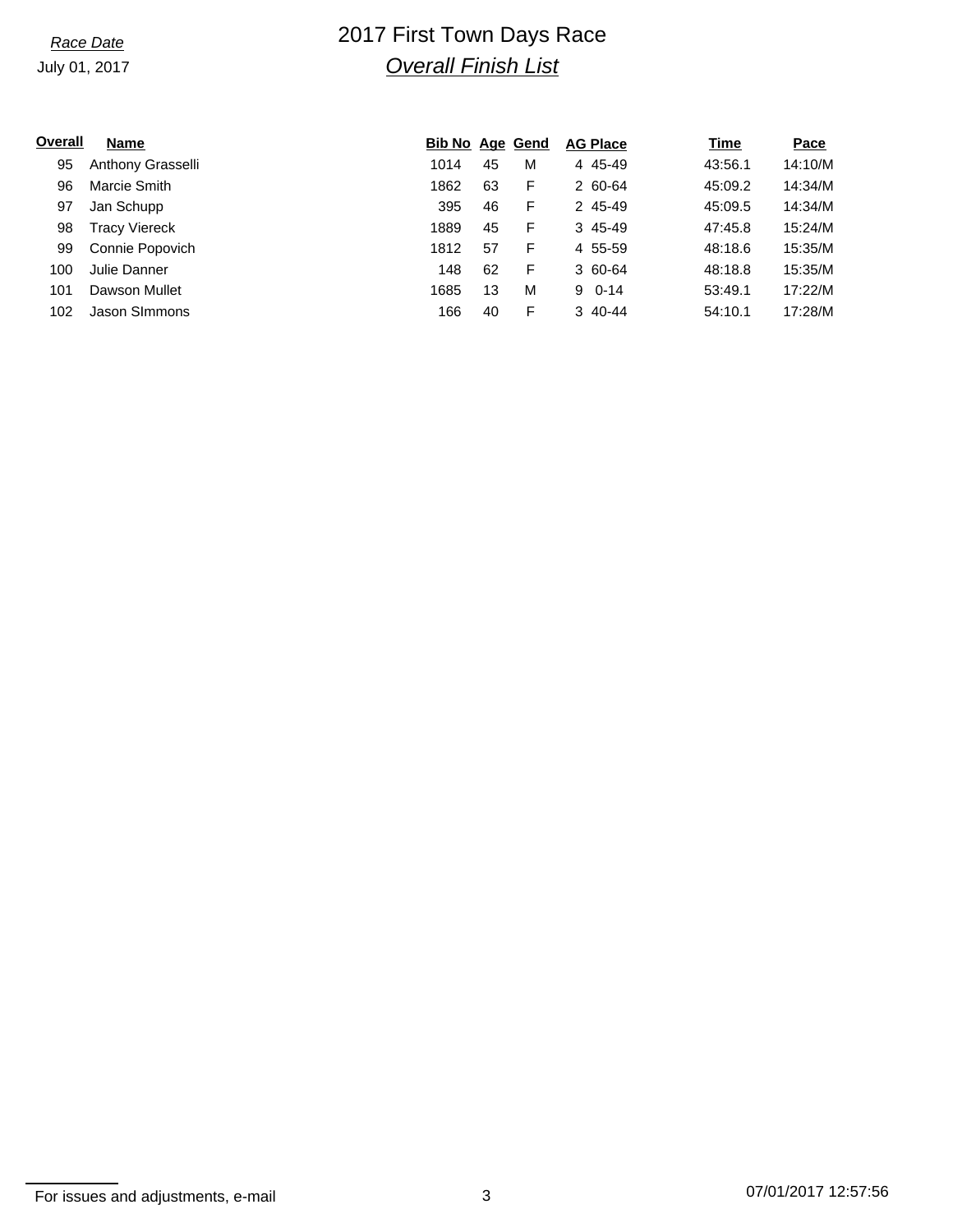*Race Date*

July 01, 2017

# 2017 First Town Days Race

## *Overall Finish List*

| Overall | Name | Bib No | Age | Gend | AG Place | Time | Pace |
|---|---|---|---|---|---|---|---|
| 95 | Anthony Grasselli | 1014 | 45 | M | 4 45-49 | 43:56.1 | 14:10/M |
| 96 | Marcie Smith | 1862 | 63 | F | 2 60-64 | 45:09.2 | 14:34/M |
| 97 | Jan Schupp | 395 | 46 | F | 2 45-49 | 45:09.5 | 14:34/M |
| 98 | Tracy Viereck | 1889 | 45 | F | 3 45-49 | 47:45.8 | 15:24/M |
| 99 | Connie Popovich | 1812 | 57 | F | 4 55-59 | 48:18.6 | 15:35/M |
| 100 | Julie Danner | 148 | 62 | F | 3 60-64 | 48:18.8 | 15:35/M |
| 101 | Dawson Mullet | 1685 | 13 | M | 9 0-14 | 53:49.1 | 17:22/M |
| 102 | Jason SImmons | 166 | 40 | F | 3 40-44 | 54:10.1 | 17:28/M |

For issues and adjustments, e-mail

07/01/2017 12:57:56